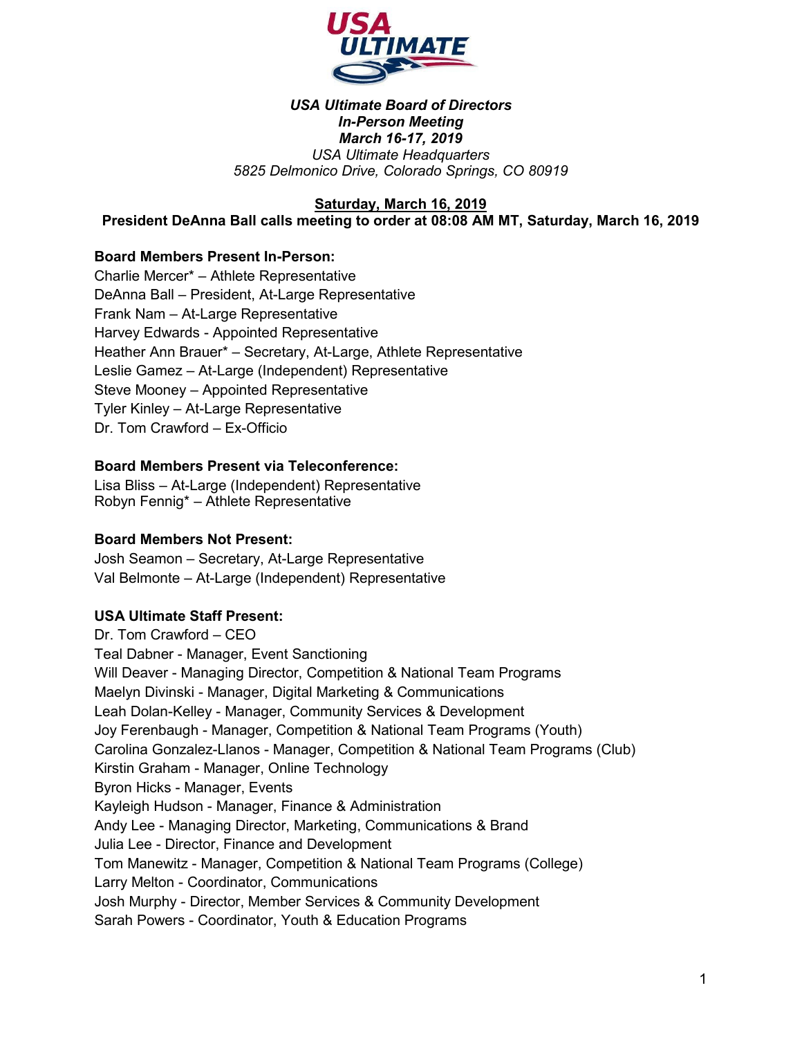***USA Ultimate Board of Directors***
***In-Person Meeting***
***March 16-17, 2019***
*USA Ultimate Headquarters*
*5825 Delmonico Drive, Colorado Springs, CO 80919*

## Saturday, March 16, 2019

**President DeAnna Ball calls meeting to order at 08:08 AM MT, Saturday, March 16, 2019**

**Board Members Present In-Person:**
Charlie Mercer* – Athlete Representative
DeAnna Ball – President, At-Large Representative
Frank Nam – At-Large Representative
Harvey Edwards - Appointed Representative
Heather Ann Brauer* – Secretary, At-Large, Athlete Representative
Leslie Gamez – At-Large (Independent) Representative
Steve Mooney – Appointed Representative
Tyler Kinley – At-Large Representative
Dr. Tom Crawford – Ex-Officio

**Board Members Present via Teleconference:**
Lisa Bliss – At-Large (Independent) Representative
Robyn Fennig* – Athlete Representative

**Board Members Not Present:**
Josh Seamon – Secretary, At-Large Representative
Val Belmonte – At-Large (Independent) Representative

**USA Ultimate Staff Present:**
Dr. Tom Crawford – CEO
Teal Dabner - Manager, Event Sanctioning
Will Deaver - Managing Director, Competition & National Team Programs
Maelyn Divinski - Manager, Digital Marketing & Communications
Leah Dolan-Kelley - Manager, Community Services & Development
Joy Ferenbaugh - Manager, Competition & National Team Programs (Youth)
Carolina Gonzalez-Llanos - Manager, Competition & National Team Programs (Club)
Kirstin Graham - Manager, Online Technology
Byron Hicks - Manager, Events
Kayleigh Hudson - Manager, Finance & Administration
Andy Lee - Managing Director, Marketing, Communications & Brand
Julia Lee - Director, Finance and Development
Tom Manewitz - Manager, Competition & National Team Programs (College)
Larry Melton - Coordinator, Communications
Josh Murphy - Director, Member Services & Community Development
Sarah Powers - Coordinator, Youth & Education Programs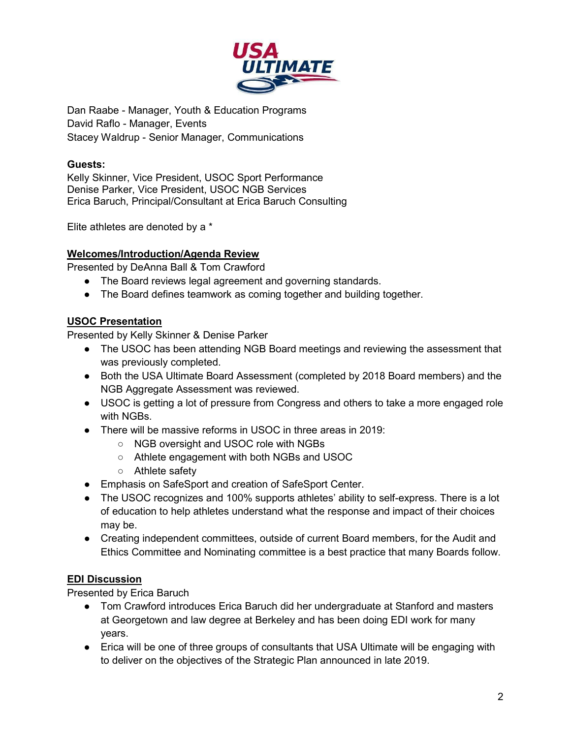Dan Raabe - Manager, Youth & Education Programs
David Raflo - Manager, Events
Stacey Waldrup - Senior Manager, Communications

**Guests:**
Kelly Skinner, Vice President, USOC Sport Performance
Denise Parker, Vice President, USOC NGB Services
Erica Baruch, Principal/Consultant at Erica Baruch Consulting

Elite athletes are denoted by a *

**Welcomes/Introduction/Agenda Review**
Presented by DeAnna Ball & Tom Crawford

- The Board reviews legal agreement and governing standards.
- The Board defines teamwork as coming together and building together.

**USOC Presentation**
Presented by Kelly Skinner & Denise Parker

- The USOC has been attending NGB Board meetings and reviewing the assessment that was previously completed.
- Both the USA Ultimate Board Assessment (completed by 2018 Board members) and the NGB Aggregate Assessment was reviewed.
- USOC is getting a lot of pressure from Congress and others to take a more engaged role with NGBs.
- There will be massive reforms in USOC in three areas in 2019:
  - NGB oversight and USOC role with NGBs
  - Athlete engagement with both NGBs and USOC
  - Athlete safety
- Emphasis on SafeSport and creation of SafeSport Center.
- The USOC recognizes and 100% supports athletes' ability to self-express. There is a lot of education to help athletes understand what the response and impact of their choices may be.
- Creating independent committees, outside of current Board members, for the Audit and Ethics Committee and Nominating committee is a best practice that many Boards follow.

**EDI Discussion**
Presented by Erica Baruch

- Tom Crawford introduces Erica Baruch did her undergraduate at Stanford and masters at Georgetown and law degree at Berkeley and has been doing EDI work for many years.
- Erica will be one of three groups of consultants that USA Ultimate will be engaging with to deliver on the objectives of the Strategic Plan announced in late 2019.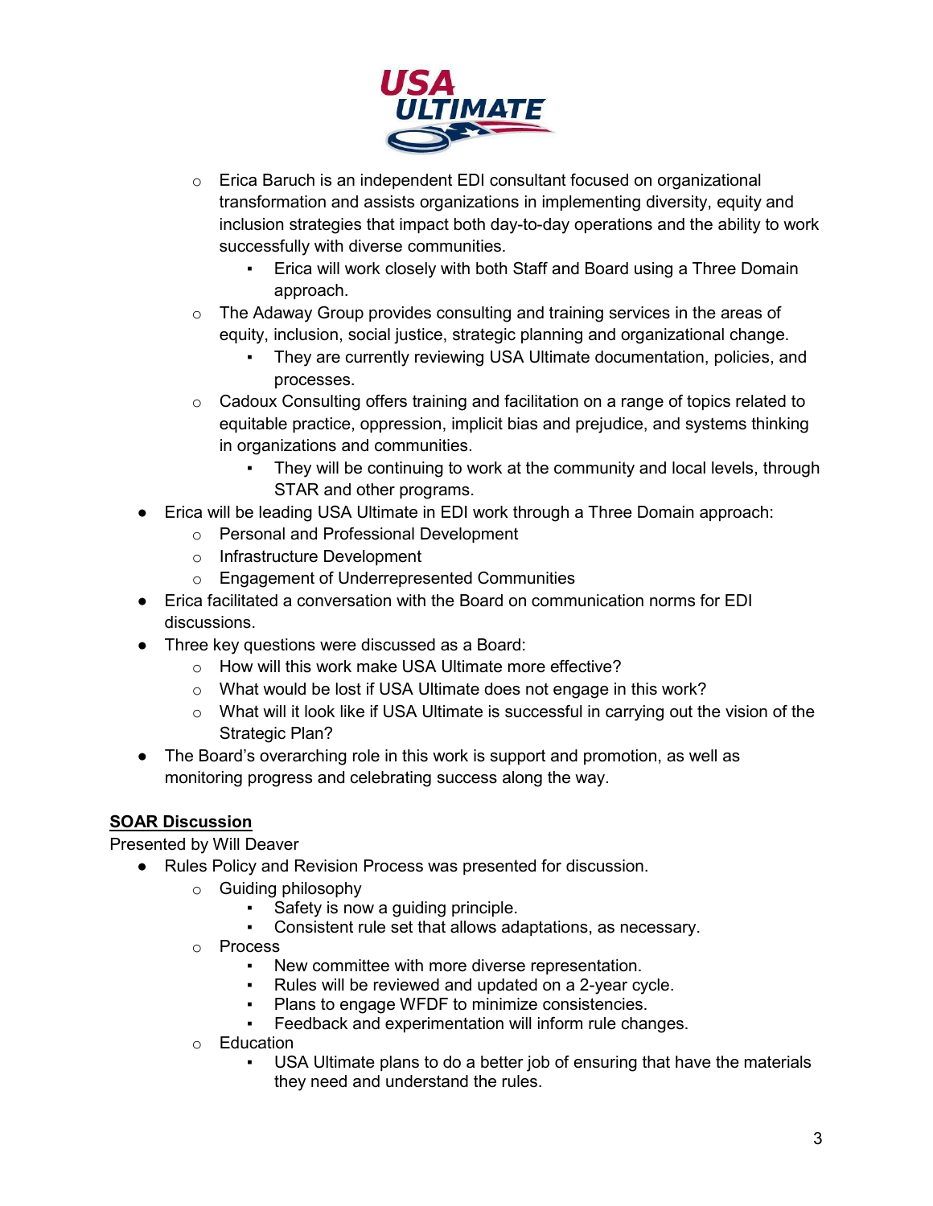- Erica Baruch is an independent EDI consultant focused on organizational transformation and assists organizations in implementing diversity, equity and inclusion strategies that impact both day-to-day operations and the ability to work successfully with diverse communities.
  - Erica will work closely with both Staff and Board using a Three Domain approach.
- The Adaway Group provides consulting and training services in the areas of equity, inclusion, social justice, strategic planning and organizational change.
  - They are currently reviewing USA Ultimate documentation, policies, and processes.
- Cadoux Consulting offers training and facilitation on a range of topics related to equitable practice, oppression, implicit bias and prejudice, and systems thinking in organizations and communities.
  - They will be continuing to work at the community and local levels, through STAR and other programs.

- Erica will be leading USA Ultimate in EDI work through a Three Domain approach:
  - Personal and Professional Development
  - Infrastructure Development
  - Engagement of Underrepresented Communities
- Erica facilitated a conversation with the Board on communication norms for EDI discussions.
- Three key questions were discussed as a Board:
  - How will this work make USA Ultimate more effective?
  - What would be lost if USA Ultimate does not engage in this work?
  - What will it look like if USA Ultimate is successful in carrying out the vision of the Strategic Plan?
- The Board's overarching role in this work is support and promotion, as well as monitoring progress and celebrating success along the way.

**SOAR Discussion**

Presented by Will Deaver

- Rules Policy and Revision Process was presented for discussion.
  - Guiding philosophy
    - Safety is now a guiding principle.
    - Consistent rule set that allows adaptations, as necessary.
  - Process
    - New committee with more diverse representation.
    - Rules will be reviewed and updated on a 2-year cycle.
    - Plans to engage WFDF to minimize consistencies.
    - Feedback and experimentation will inform rule changes.
  - Education
    - USA Ultimate plans to do a better job of ensuring that have the materials they need and understand the rules.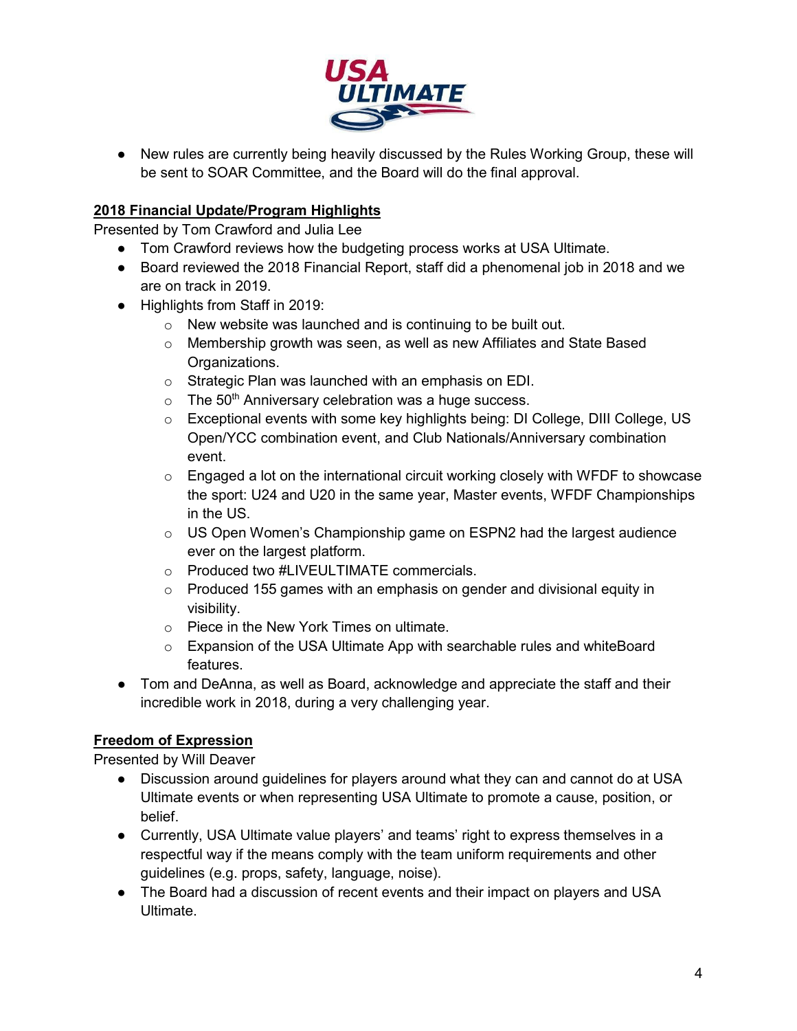- New rules are currently being heavily discussed by the Rules Working Group, these will be sent to SOAR Committee, and the Board will do the final approval.

**2018 Financial Update/Program Highlights**

Presented by Tom Crawford and Julia Lee

- Tom Crawford reviews how the budgeting process works at USA Ultimate.
- Board reviewed the 2018 Financial Report, staff did a phenomenal job in 2018 and we are on track in 2019.
- Highlights from Staff in 2019:
  - New website was launched and is continuing to be built out.
  - Membership growth was seen, as well as new Affiliates and State Based Organizations.
  - Strategic Plan was launched with an emphasis on EDI.
  - The 50th Anniversary celebration was a huge success.
  - Exceptional events with some key highlights being: DI College, DIII College, US Open/YCC combination event, and Club Nationals/Anniversary combination event.
  - Engaged a lot on the international circuit working closely with WFDF to showcase the sport: U24 and U20 in the same year, Master events, WFDF Championships in the US.
  - US Open Women's Championship game on ESPN2 had the largest audience ever on the largest platform.
  - Produced two #LIVEULTIMATE commercials.
  - Produced 155 games with an emphasis on gender and divisional equity in visibility.
  - Piece in the New York Times on ultimate.
  - Expansion of the USA Ultimate App with searchable rules and whiteBoard features.
- Tom and DeAnna, as well as Board, acknowledge and appreciate the staff and their incredible work in 2018, during a very challenging year.

**Freedom of Expression**

Presented by Will Deaver

- Discussion around guidelines for players around what they can and cannot do at USA Ultimate events or when representing USA Ultimate to promote a cause, position, or belief.
- Currently, USA Ultimate value players' and teams' right to express themselves in a respectful way if the means comply with the team uniform requirements and other guidelines (e.g. props, safety, language, noise).
- The Board had a discussion of recent events and their impact on players and USA Ultimate.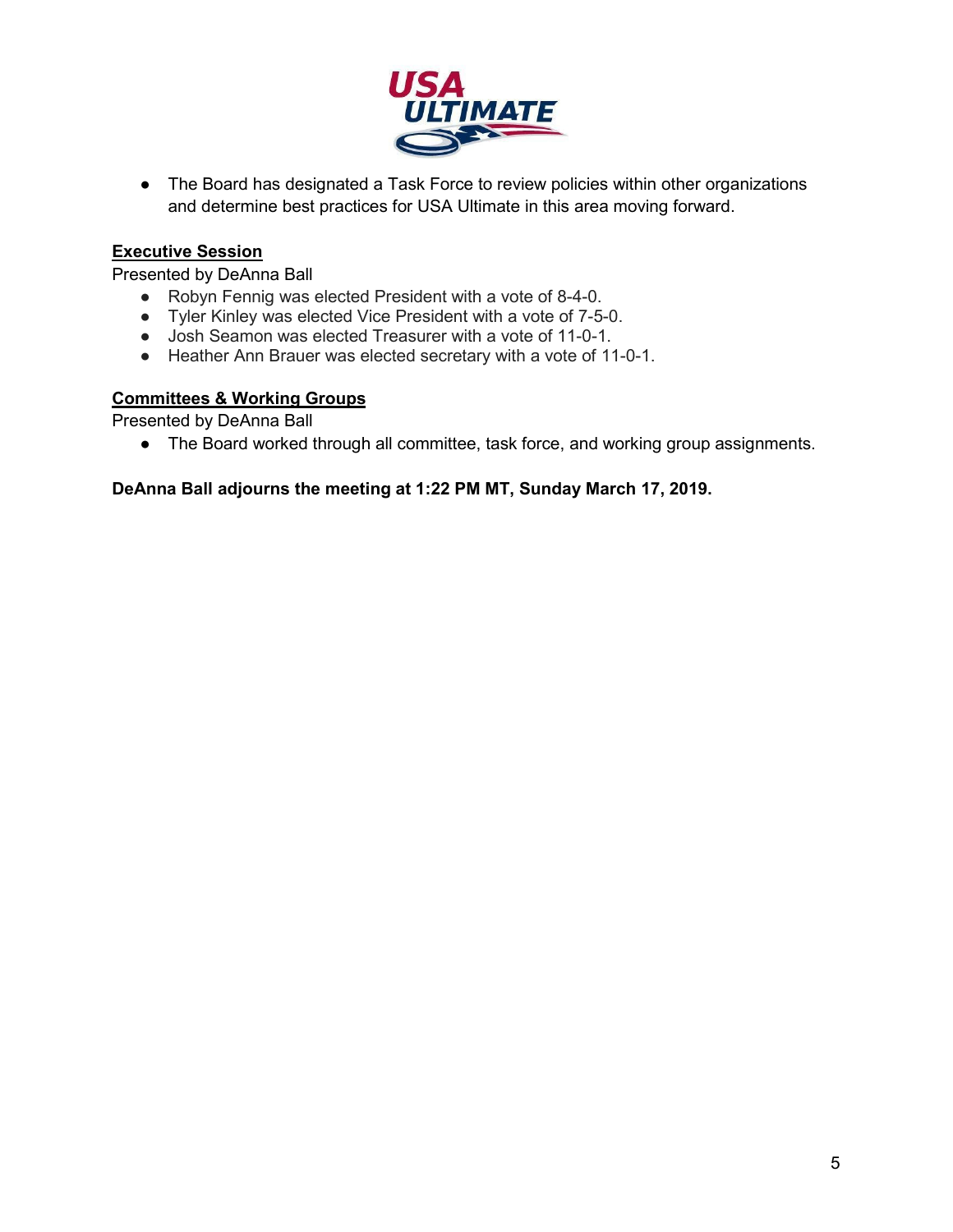- The Board has designated a Task Force to review policies within other organizations and determine best practices for USA Ultimate in this area moving forward.

**Executive Session**

Presented by DeAnna Ball

- Robyn Fennig was elected President with a vote of 8-4-0.
- Tyler Kinley was elected Vice President with a vote of 7-5-0.
- Josh Seamon was elected Treasurer with a vote of 11-0-1.
- Heather Ann Brauer was elected secretary with a vote of 11-0-1.

**Committees & Working Groups**

Presented by DeAnna Ball

- The Board worked through all committee, task force, and working group assignments.

**DeAnna Ball adjourns the meeting at 1:22 PM MT, Sunday March 17, 2019.**